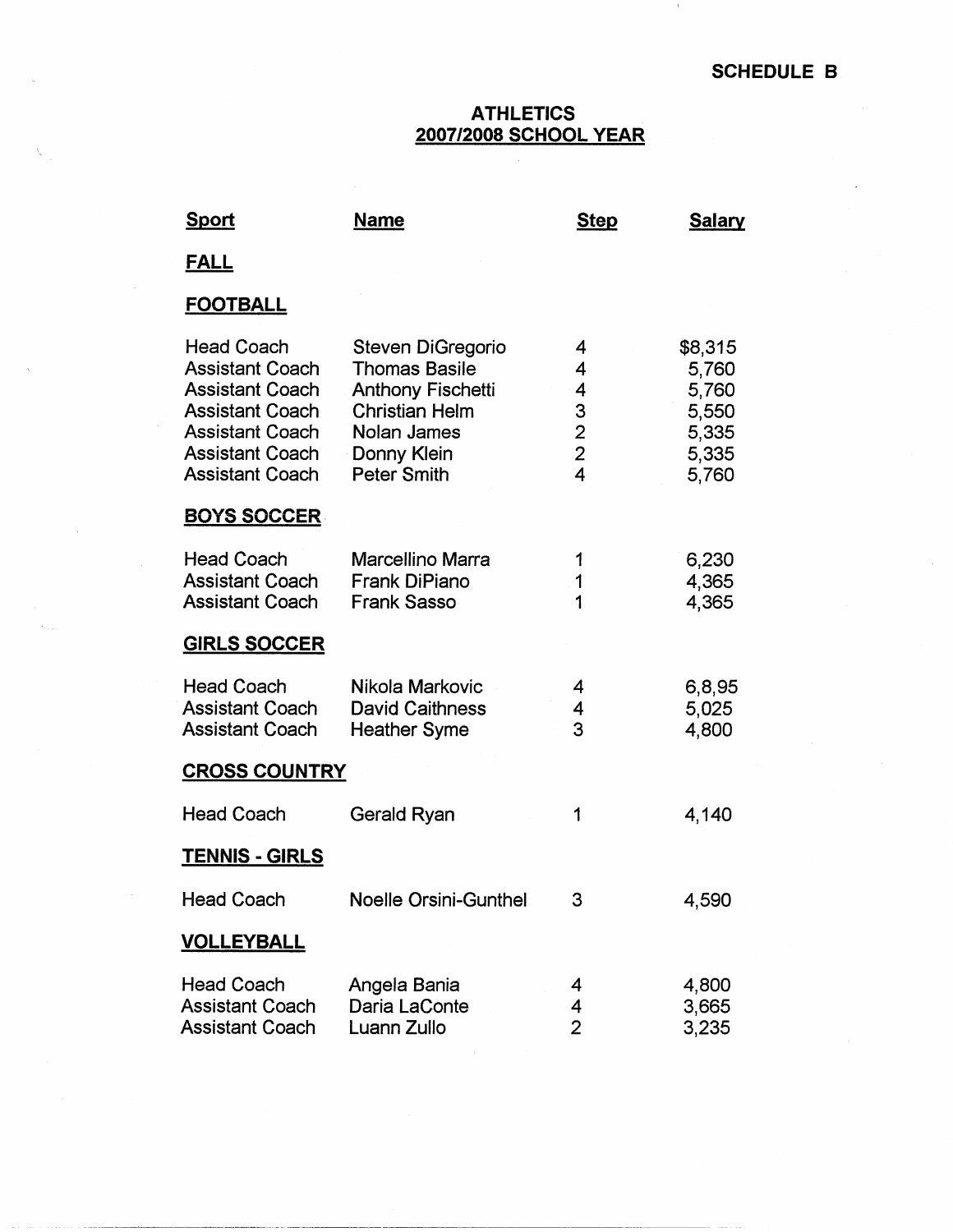**SCHEDULE B**

## ATHLETICS
## 2007/2008 SCHOOL YEAR

| Sport | Name | Step | Salary |
|---|---|---|---|
| **FALL** | | | |
| **FOOTBALL** | | | |
| Head Coach | Steven DiGregorio | 4 | $8,315 |
| Assistant Coach | Thomas Basile | 4 | 5,760 |
| Assistant Coach | Anthony Fischetti | 4 | 5,760 |
| Assistant Coach | Christian Helm | 3 | 5,550 |
| Assistant Coach | Nolan James | 2 | 5,335 |
| Assistant Coach | Donny Klein | 2 | 5,335 |
| Assistant Coach | Peter Smith | 4 | 5,760 |
| **BOYS SOCCER** | | | |
| Head Coach | Marcellino Marra | 1 | 6,230 |
| Assistant Coach | Frank DiPiano | 1 | 4,365 |
| Assistant Coach | Frank Sasso | 1 | 4,365 |
| **GIRLS SOCCER** | | | |
| Head Coach | Nikola Markovic | 4 | 6,8,95 |
| Assistant Coach | David Caithness | 4 | 5,025 |
| Assistant Coach | Heather Syme | 3 | 4,800 |
| **CROSS COUNTRY** | | | |
| Head Coach | Gerald Ryan | 1 | 4,140 |
| **TENNIS - GIRLS** | | | |
| Head Coach | Noelle Orsini-Gunthel | 3 | 4,590 |
| **VOLLEYBALL** | | | |
| Head Coach | Angela Bania | 4 | 4,800 |
| Assistant Coach | Daria LaConte | 4 | 3,665 |
| Assistant Coach | Luann Zullo | 2 | 3,235 |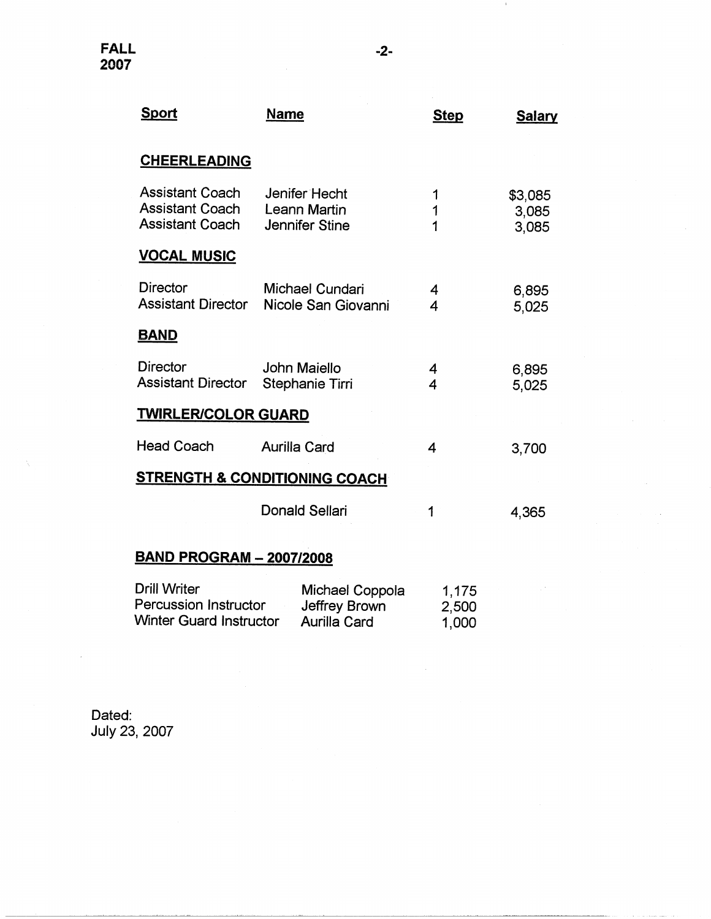FALL
2007

| Sport | Name | Step | Salary |
|---|---|---|---|
| **CHEERLEADING** | | | |
| Assistant Coach | Jenifer Hecht | 1 | $3,085 |
| Assistant Coach | Leann Martin | 1 | 3,085 |
| Assistant Coach | Jennifer Stine | 1 | 3,085 |
| **VOCAL MUSIC** | | | |
| Director | Michael Cundari | 4 | 6,895 |
| Assistant Director | Nicole San Giovanni | 4 | 5,025 |
| **BAND** | | | |
| Director | John Maiello | 4 | 6,895 |
| Assistant Director | Stephanie Tirri | 4 | 5,025 |
| **TWIRLER/COLOR GUARD** | | | |
| Head Coach | Aurilla Card | 4 | 3,700 |
| **STRENGTH & CONDITIONING COACH** | | | |
| | Donald Sellari | 1 | 4,365 |

**BAND PROGRAM – 2007/2008**

| | | |
|---|---|---|
| Drill Writer | Michael Coppola | 1,175 |
| Percussion Instructor | Jeffrey Brown | 2,500 |
| Winter Guard Instructor | Aurilla Card | 1,000 |

Dated:
July 23, 2007